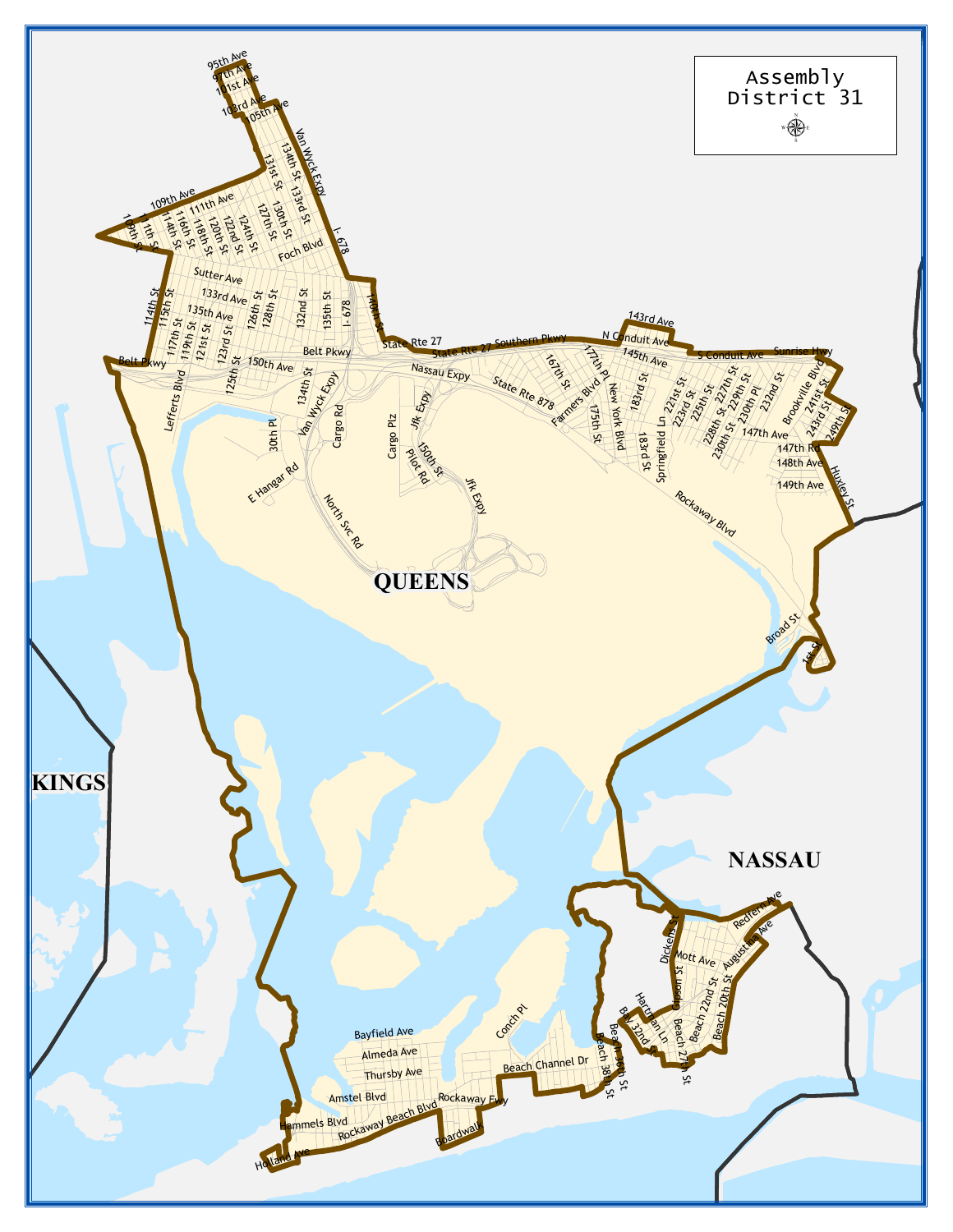# Assembly District 31

QUEENS

KINGS

NASSAU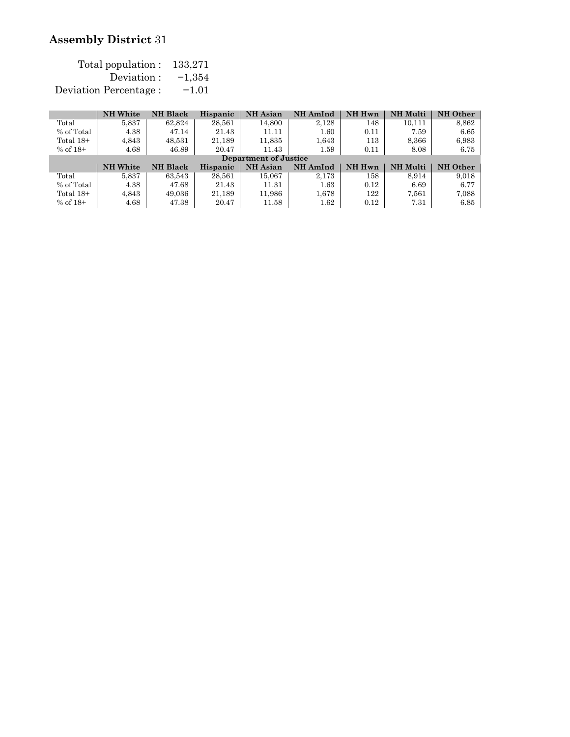## **Assembly District** 31

Total population : 133,271
Deviation : −1,354
Deviation Percentage : −1.01

| | NH White | NH Black | Hispanic | NH Asian | NH AmInd | NH Hwn | NH Multi | NH Other |
|---|---|---|---|---|---|---|---|---|
| Total | 5,837 | 62,824 | 28,561 | 14,800 | 2,128 | 148 | 10,111 | 8,862 |
| % of Total | 4.38 | 47.14 | 21.43 | 11.11 | 1.60 | 0.11 | 7.59 | 6.65 |
| Total 18+ | 4,843 | 48,531 | 21,189 | 11,835 | 1,643 | 113 | 8,366 | 6,983 |
| % of 18+ | 4.68 | 46.89 | 20.47 | 11.43 | 1.59 | 0.11 | 8.08 | 6.75 |
| **Department of Justice** | | | | | | | | |
| | **NH White** | **NH Black** | **Hispanic** | **NH Asian** | **NH AmInd** | **NH Hwn** | **NH Multi** | **NH Other** |
| Total | 5,837 | 63,543 | 28,561 | 15,067 | 2,173 | 158 | 8,914 | 9,018 |
| % of Total | 4.38 | 47.68 | 21.43 | 11.31 | 1.63 | 0.12 | 6.69 | 6.77 |
| Total 18+ | 4,843 | 49,036 | 21,189 | 11,986 | 1,678 | 122 | 7,561 | 7,088 |
| % of 18+ | 4.68 | 47.38 | 20.47 | 11.58 | 1.62 | 0.12 | 7.31 | 6.85 |